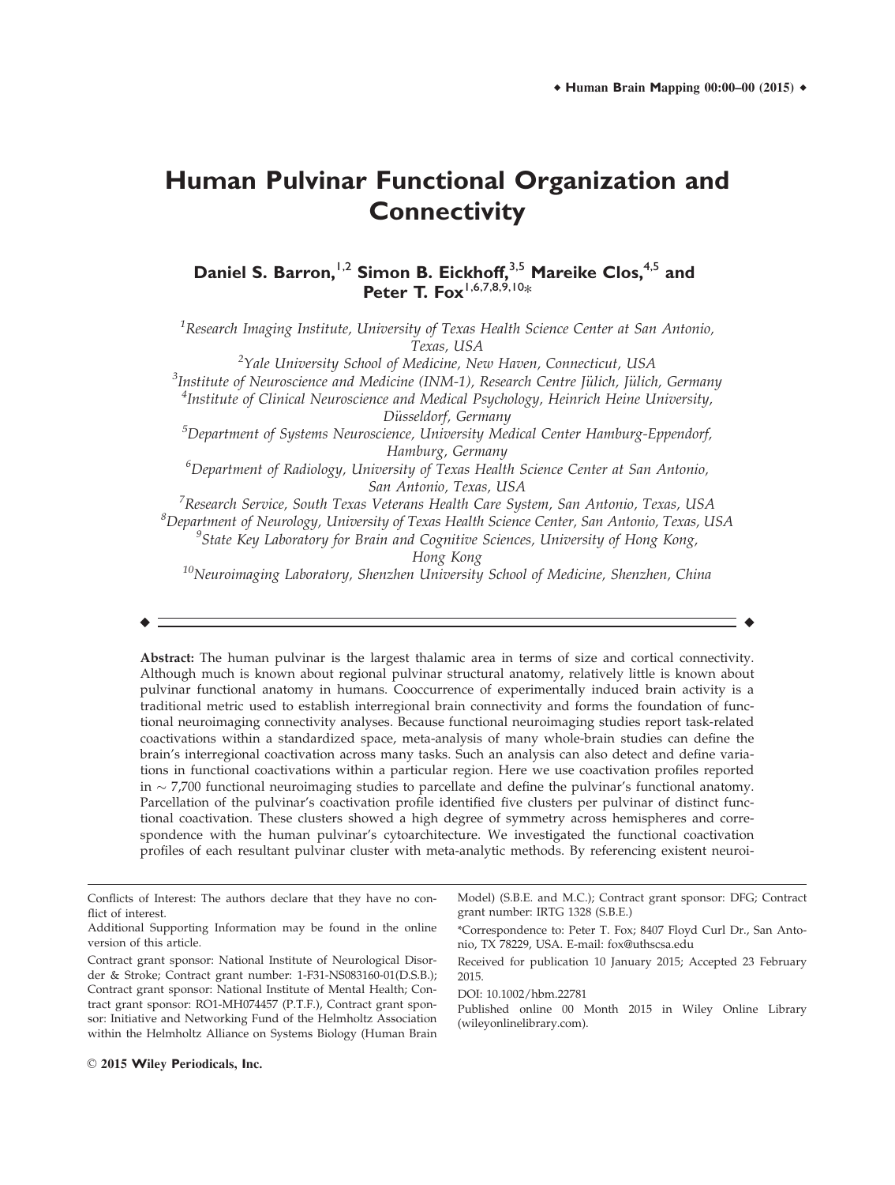# Human Pulvinar Functional Organization and Connectivity

**Daniel S. Barron,[1,2] Simon B. Eickhoff,[3,5] Mareike Clos,[4,5] and Peter T. Fox[1,6,7,8,9,10]\***

[1]*Research Imaging Institute, University of Texas Health Science Center at San Antonio, Texas, USA*
[2]*Yale University School of Medicine, New Haven, Connecticut, USA*
[3]*Institute of Neuroscience and Medicine (INM-1), Research Centre Jülich, Jülich, Germany*
[4]*Institute of Clinical Neuroscience and Medical Psychology, Heinrich Heine University, Düsseldorf, Germany*
[5]*Department of Systems Neuroscience, University Medical Center Hamburg-Eppendorf, Hamburg, Germany*
[6]*Department of Radiology, University of Texas Health Science Center at San Antonio, San Antonio, Texas, USA*
[7]*Research Service, South Texas Veterans Health Care System, San Antonio, Texas, USA*
[8]*Department of Neurology, University of Texas Health Science Center, San Antonio, Texas, USA*
[9]*State Key Laboratory for Brain and Cognitive Sciences, University of Hong Kong, Hong Kong*
[10]*Neuroimaging Laboratory, Shenzhen University School of Medicine, Shenzhen, China*

---

**Abstract:** The human pulvinar is the largest thalamic area in terms of size and cortical connectivity. Although much is known about regional pulvinar structural anatomy, relatively little is known about pulvinar functional anatomy in humans. Cooccurrence of experimentally induced brain activity is a traditional metric used to establish interregional brain connectivity and forms the foundation of functional neuroimaging connectivity analyses. Because functional neuroimaging studies report task-related coactivations within a standardized space, meta-analysis of many whole-brain studies can define the brain's interregional coactivation across many tasks. Such an analysis can also detect and define variations in functional coactivations within a particular region. Here we use coactivation profiles reported in ~7,700 functional neuroimaging studies to parcellate and define the pulvinar's functional anatomy. Parcellation of the pulvinar's coactivation profile identified five clusters per pulvinar of distinct functional coactivation. These clusters showed a high degree of symmetry across hemispheres and correspondence with the human pulvinar's cytoarchitecture. We investigated the functional coactivation profiles of each resultant pulvinar cluster with meta-analytic methods. By referencing existent neuroi-

---

Conflicts of Interest: The authors declare that they have no conflict of interest.

Additional Supporting Information may be found in the online version of this article.

Contract grant sponsor: National Institute of Neurological Disorder & Stroke; Contract grant number: 1-F31-NS083160-01(D.S.B.); Contract grant sponsor: National Institute of Mental Health; Contract grant sponsor: RO1-MH074457 (P.T.F.), Contract grant sponsor: Initiative and Networking Fund of the Helmholtz Association within the Helmholtz Alliance on Systems Biology (Human Brain Model) (S.B.E. and M.C.); Contract grant sponsor: DFG; Contract grant number: IRTG 1328 (S.B.E.)

\*Correspondence to: Peter T. Fox; 8407 Floyd Curl Dr., San Antonio, TX 78229, USA. E-mail: fox@uthscsa.edu

Received for publication 10 January 2015; Accepted 23 February 2015.

DOI: 10.1002/hbm.22781

Published online 00 Month 2015 in Wiley Online Library (wileyonlinelibrary.com).

© 2015 Wiley Periodicals, Inc.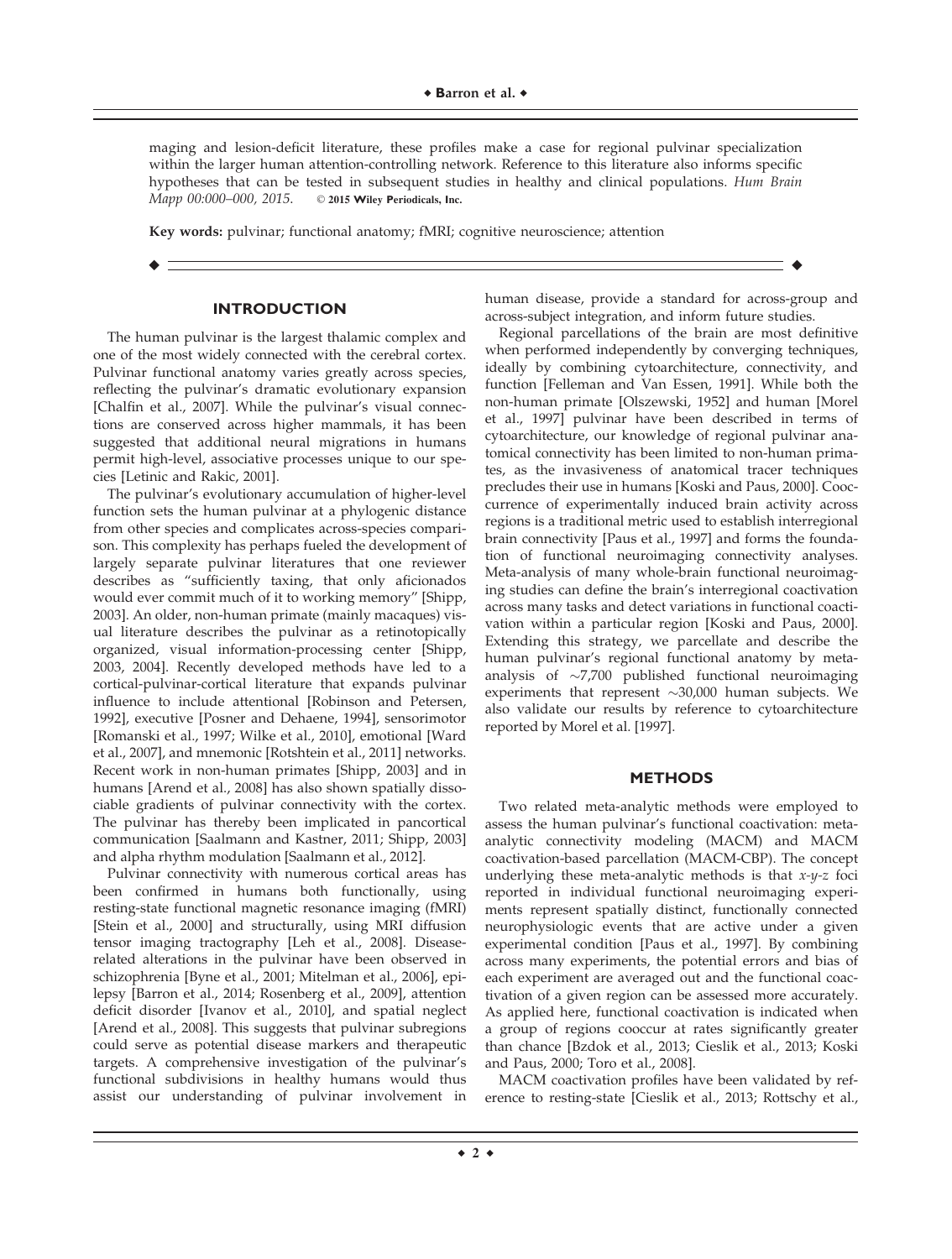maging and lesion-deficit literature, these profiles make a case for regional pulvinar specialization within the larger human attention-controlling network. Reference to this literature also informs specific hypotheses that can be tested in subsequent studies in healthy and clinical populations. *Hum Brain Mapp 00:000–000, 2015.* © **2015 Wiley Periodicals, Inc.**

**Key words:** pulvinar; functional anatomy; fMRI; cognitive neuroscience; attention

## INTRODUCTION

The human pulvinar is the largest thalamic complex and one of the most widely connected with the cerebral cortex. Pulvinar functional anatomy varies greatly across species, reflecting the pulvinar's dramatic evolutionary expansion [Chalfin et al., 2007]. While the pulvinar's visual connections are conserved across higher mammals, it has been suggested that additional neural migrations in humans permit high-level, associative processes unique to our species [Letinic and Rakic, 2001].

The pulvinar's evolutionary accumulation of higher-level function sets the human pulvinar at a phylogenic distance from other species and complicates across-species comparison. This complexity has perhaps fueled the development of largely separate pulvinar literatures that one reviewer describes as "sufficiently taxing, that only aficionados would ever commit much of it to working memory" [Shipp, 2003]. An older, non-human primate (mainly macaques) visual literature describes the pulvinar as a retinotopically organized, visual information-processing center [Shipp, 2003, 2004]. Recently developed methods have led to a cortical-pulvinar-cortical literature that expands pulvinar influence to include attentional [Robinson and Petersen, 1992], executive [Posner and Dehaene, 1994], sensorimotor [Romanski et al., 1997; Wilke et al., 2010], emotional [Ward et al., 2007], and mnemonic [Rotshtein et al., 2011] networks. Recent work in non-human primates [Shipp, 2003] and in humans [Arend et al., 2008] has also shown spatially dissociable gradients of pulvinar connectivity with the cortex. The pulvinar has thereby been implicated in pancortical communication [Saalmann and Kastner, 2011; Shipp, 2003] and alpha rhythm modulation [Saalmann et al., 2012].

Pulvinar connectivity with numerous cortical areas has been confirmed in humans both functionally, using resting-state functional magnetic resonance imaging (fMRI) [Stein et al., 2000] and structurally, using MRI diffusion tensor imaging tractography [Leh et al., 2008]. Disease-related alterations in the pulvinar have been observed in schizophrenia [Byne et al., 2001; Mitelman et al., 2006], epilepsy [Barron et al., 2014; Rosenberg et al., 2009], attention deficit disorder [Ivanov et al., 2010], and spatial neglect [Arend et al., 2008]. This suggests that pulvinar subregions could serve as potential disease markers and therapeutic targets. A comprehensive investigation of the pulvinar's functional subdivisions in healthy humans would thus assist our understanding of pulvinar involvement in human disease, provide a standard for across-group and across-subject integration, and inform future studies.

Regional parcellations of the brain are most definitive when performed independently by converging techniques, ideally by combining cytoarchitecture, connectivity, and function [Felleman and Van Essen, 1991]. While both the non-human primate [Olszewski, 1952] and human [Morel et al., 1997] pulvinar have been described in terms of cytoarchitecture, our knowledge of regional pulvinar anatomical connectivity has been limited to non-human primates, as the invasiveness of anatomical tracer techniques precludes their use in humans [Koski and Paus, 2000]. Cooccurrence of experimentally induced brain activity across regions is a traditional metric used to establish interregional brain connectivity [Paus et al., 1997] and forms the foundation of functional neuroimaging connectivity analyses. Meta-analysis of many whole-brain functional neuroimaging studies can define the brain's interregional coactivation across many tasks and detect variations in functional coactivation within a particular region [Koski and Paus, 2000]. Extending this strategy, we parcellate and describe the human pulvinar's regional functional anatomy by meta-analysis of ~7,700 published functional neuroimaging experiments that represent ~30,000 human subjects. We also validate our results by reference to cytoarchitecture reported by Morel et al. [1997].

## METHODS

Two related meta-analytic methods were employed to assess the human pulvinar's functional coactivation: meta-analytic connectivity modeling (MACM) and MACM coactivation-based parcellation (MACM-CBP). The concept underlying these meta-analytic methods is that *x-y-z* foci reported in individual functional neuroimaging experiments represent spatially distinct, functionally connected neurophysiologic events that are active under a given experimental condition [Paus et al., 1997]. By combining across many experiments, the potential errors and bias of each experiment are averaged out and the functional coactivation of a given region can be assessed more accurately. As applied here, functional coactivation is indicated when a group of regions cooccur at rates significantly greater than chance [Bzdok et al., 2013; Cieslik et al., 2013; Koski and Paus, 2000; Toro et al., 2008].

MACM coactivation profiles have been validated by reference to resting-state [Cieslik et al., 2013; Rottschy et al.,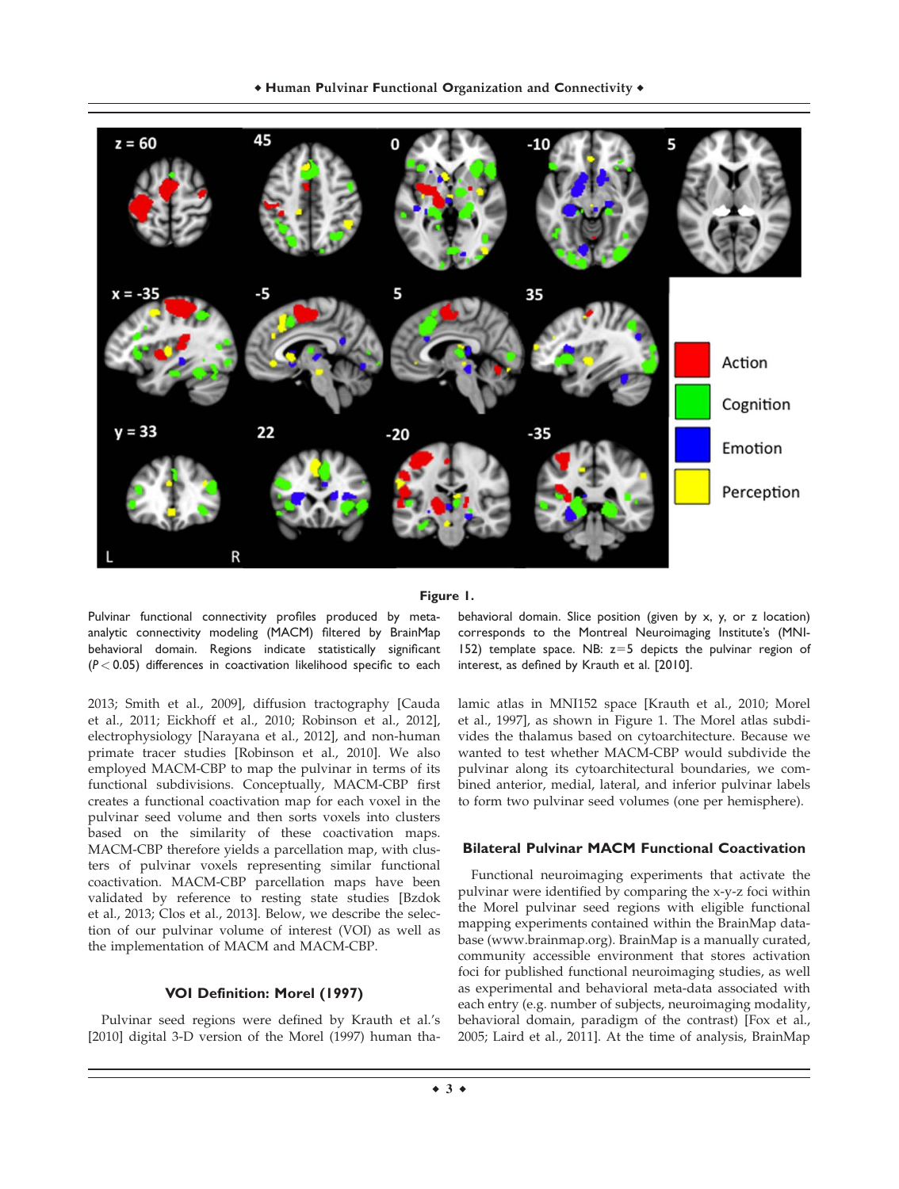**Figure 1.**

Pulvinar functional connectivity profiles produced by meta-analytic connectivity modeling (MACM) filtered by BrainMap behavioral domain. Regions indicate statistically significant ($P < 0.05$) differences in coactivation likelihood specific to each behavioral domain. Slice position (given by x, y, or z location) corresponds to the Montreal Neuroimaging Institute's (MNI-152) template space. NB: z=5 depicts the pulvinar region of interest, as defined by Krauth et al. [2010].

2013; Smith et al., 2009], diffusion tractography [Cauda et al., 2011; Eickhoff et al., 2010; Robinson et al., 2012], electrophysiology [Narayana et al., 2012], and non-human primate tracer studies [Robinson et al., 2010]. We also employed MACM-CBP to map the pulvinar in terms of its functional subdivisions. Conceptually, MACM-CBP first creates a functional coactivation map for each voxel in the pulvinar seed volume and then sorts voxels into clusters based on the similarity of these coactivation maps. MACM-CBP therefore yields a parcellation map, with clusters of pulvinar voxels representing similar functional coactivation. MACM-CBP parcellation maps have been validated by reference to resting state studies [Bzdok et al., 2013; Clos et al., 2013]. Below, we describe the selection of our pulvinar volume of interest (VOI) as well as the implementation of MACM and MACM-CBP.

### VOI Definition: Morel (1997)

Pulvinar seed regions were defined by Krauth et al.'s [2010] digital 3-D version of the Morel (1997) human thalamic atlas in MNI152 space [Krauth et al., 2010; Morel et al., 1997], as shown in Figure 1. The Morel atlas subdivides the thalamus based on cytoarchitecture. Because we wanted to test whether MACM-CBP would subdivide the pulvinar along its cytoarchitectural boundaries, we combined anterior, medial, lateral, and inferior pulvinar labels to form two pulvinar seed volumes (one per hemisphere).

### Bilateral Pulvinar MACM Functional Coactivation

Functional neuroimaging experiments that activate the pulvinar were identified by comparing the x-y-z foci within the Morel pulvinar seed regions with eligible functional mapping experiments contained within the BrainMap database (www.brainmap.org). BrainMap is a manually curated, community accessible environment that stores activation foci for published functional neuroimaging studies, as well as experimental and behavioral meta-data associated with each entry (e.g. number of subjects, neuroimaging modality, behavioral domain, paradigm of the contrast) [Fox et al., 2005; Laird et al., 2011]. At the time of analysis, BrainMap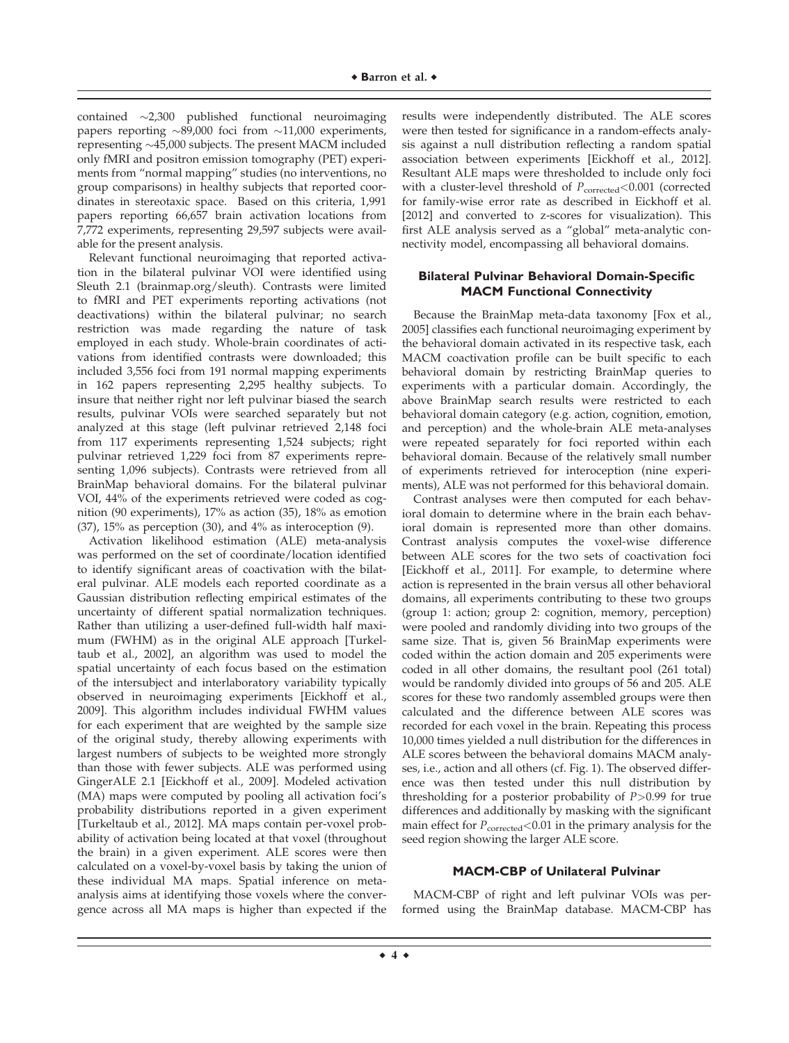contained ~2,300 published functional neuroimaging papers reporting ~89,000 foci from ~11,000 experiments, representing ~45,000 subjects. The present MACM included only fMRI and positron emission tomography (PET) experiments from "normal mapping" studies (no interventions, no group comparisons) in healthy subjects that reported coordinates in stereotaxic space. Based on this criteria, 1,991 papers reporting 66,657 brain activation locations from 7,772 experiments, representing 29,597 subjects were available for the present analysis.

Relevant functional neuroimaging that reported activation in the bilateral pulvinar VOI were identified using Sleuth 2.1 (brainmap.org/sleuth). Contrasts were limited to fMRI and PET experiments reporting activations (not deactivations) within the bilateral pulvinar; no search restriction was made regarding the nature of task employed in each study. Whole-brain coordinates of activations from identified contrasts were downloaded; this included 3,556 foci from 191 normal mapping experiments in 162 papers representing 2,295 healthy subjects. To insure that neither right nor left pulvinar biased the search results, pulvinar VOIs were searched separately but not analyzed at this stage (left pulvinar retrieved 2,148 foci from 117 experiments representing 1,524 subjects; right pulvinar retrieved 1,229 foci from 87 experiments representing 1,096 subjects). Contrasts were retrieved from all BrainMap behavioral domains. For the bilateral pulvinar VOI, 44% of the experiments retrieved were coded as cognition (90 experiments), 17% as action (35), 18% as emotion (37), 15% as perception (30), and 4% as interoception (9).

Activation likelihood estimation (ALE) meta-analysis was performed on the set of coordinate/location identified to identify significant areas of coactivation with the bilateral pulvinar. ALE models each reported coordinate as a Gaussian distribution reflecting empirical estimates of the uncertainty of different spatial normalization techniques. Rather than utilizing a user-defined full-width half maximum (FWHM) as in the original ALE approach [Turkeltaub et al., 2002], an algorithm was used to model the spatial uncertainty of each focus based on the estimation of the intersubject and interlaboratory variability typically observed in neuroimaging experiments [Eickhoff et al., 2009]. This algorithm includes individual FWHM values for each experiment that are weighted by the sample size of the original study, thereby allowing experiments with largest numbers of subjects to be weighted more strongly than those with fewer subjects. ALE was performed using GingerALE 2.1 [Eickhoff et al., 2009]. Modeled activation (MA) maps were computed by pooling all activation foci's probability distributions reported in a given experiment [Turkeltaub et al., 2012]. MA maps contain per-voxel probability of activation being located at that voxel (throughout the brain) in a given experiment. ALE scores were then calculated on a voxel-by-voxel basis by taking the union of these individual MA maps. Spatial inference on meta-analysis aims at identifying those voxels where the convergence across all MA maps is higher than expected if the results were independently distributed. The ALE scores were then tested for significance in a random-effects analysis against a null distribution reflecting a random spatial association between experiments [Eickhoff et al., 2012]. Resultant ALE maps were thresholded to include only foci with a cluster-level threshold of $P_{\text{corrected}}<0.001$ (corrected for family-wise error rate as described in Eickhoff et al. [2012] and converted to z-scores for visualization). This first ALE analysis served as a "global" meta-analytic connectivity model, encompassing all behavioral domains.

### Bilateral Pulvinar Behavioral Domain-Specific MACM Functional Connectivity

Because the BrainMap meta-data taxonomy [Fox et al., 2005] classifies each functional neuroimaging experiment by the behavioral domain activated in its respective task, each MACM coactivation profile can be built specific to each behavioral domain by restricting BrainMap queries to experiments with a particular domain. Accordingly, the above BrainMap search results were restricted to each behavioral domain category (e.g. action, cognition, emotion, and perception) and the whole-brain ALE meta-analyses were repeated separately for foci reported within each behavioral domain. Because of the relatively small number of experiments retrieved for interoception (nine experiments), ALE was not performed for this behavioral domain.

Contrast analyses were then computed for each behavioral domain to determine where in the brain each behavioral domain is represented more than other domains. Contrast analysis computes the voxel-wise difference between ALE scores for the two sets of coactivation foci [Eickhoff et al., 2011]. For example, to determine where action is represented in the brain versus all other behavioral domains, all experiments contributing to these two groups (group 1: action; group 2: cognition, memory, perception) were pooled and randomly dividing into two groups of the same size. That is, given 56 BrainMap experiments were coded within the action domain and 205 experiments were coded in all other domains, the resultant pool (261 total) would be randomly divided into groups of 56 and 205. ALE scores for these two randomly assembled groups were then calculated and the difference between ALE scores was recorded for each voxel in the brain. Repeating this process 10,000 times yielded a null distribution for the differences in ALE scores between the behavioral domains MACM analyses, i.e., action and all others (cf. Fig. 1). The observed difference was then tested under this null distribution by thresholding for a posterior probability of $P>0.99$ for true differences and additionally by masking with the significant main effect for $P_{\text{corrected}}<0.01$ in the primary analysis for the seed region showing the larger ALE score.

### MACM-CBP of Unilateral Pulvinar

MACM-CBP of right and left pulvinar VOIs was performed using the BrainMap database. MACM-CBP has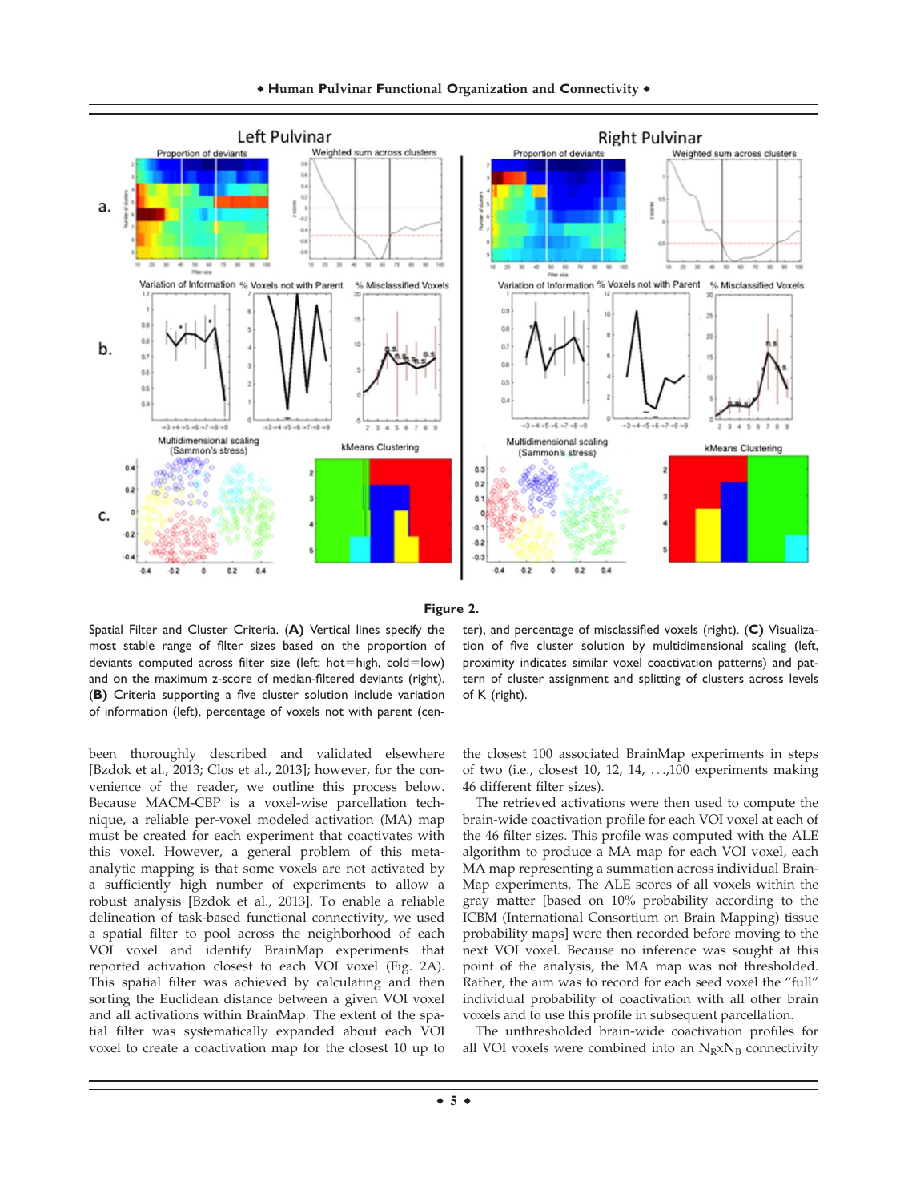**Figure 2.**

Spatial Filter and Cluster Criteria. (**A**) Vertical lines specify the most stable range of filter sizes based on the proportion of deviants computed across filter size (left; hot=high, cold=low) and on the maximum z-score of median-filtered deviants (right). (**B**) Criteria supporting a five cluster solution include variation of information (left), percentage of voxels not with parent (center), and percentage of misclassified voxels (right). (**C**) Visualization of five cluster solution by multidimensional scaling (left, proximity indicates similar voxel coactivation patterns) and pattern of cluster assignment and splitting of clusters across levels of K (right).

been thoroughly described and validated elsewhere [Bzdok et al., 2013; Clos et al., 2013]; however, for the convenience of the reader, we outline this process below. Because MACM-CBP is a voxel-wise parcellation technique, a reliable per-voxel modeled activation (MA) map must be created for each experiment that coactivates with this voxel. However, a general problem of this meta-analytic mapping is that some voxels are not activated by a sufficiently high number of experiments to allow a robust analysis [Bzdok et al., 2013]. To enable a reliable delineation of task-based functional connectivity, we used a spatial filter to pool across the neighborhood of each VOI voxel and identify BrainMap experiments that reported activation closest to each VOI voxel (Fig. 2A). This spatial filter was achieved by calculating and then sorting the Euclidean distance between a given VOI voxel and all activations within BrainMap. The extent of the spatial filter was systematically expanded about each VOI voxel to create a coactivation map for the closest 10 up to the closest 100 associated BrainMap experiments in steps of two (i.e., closest 10, 12, 14, ...,100 experiments making 46 different filter sizes).

The retrieved activations were then used to compute the brain-wide coactivation profile for each VOI voxel at each of the 46 filter sizes. This profile was computed with the ALE algorithm to produce a MA map for each VOI voxel, each MA map representing a summation across individual BrainMap experiments. The ALE scores of all voxels within the gray matter [based on 10% probability according to the ICBM (International Consortium on Brain Mapping) tissue probability maps] were then recorded before moving to the next VOI voxel. Because no inference was sought at this point of the analysis, the MA map was not thresholded. Rather, the aim was to record for each seed voxel the "full" individual probability of coactivation with all other brain voxels and to use this profile in subsequent parcellation.

The unthresholded brain-wide coactivation profiles for all VOI voxels were combined into an $N_R x N_B$ connectivity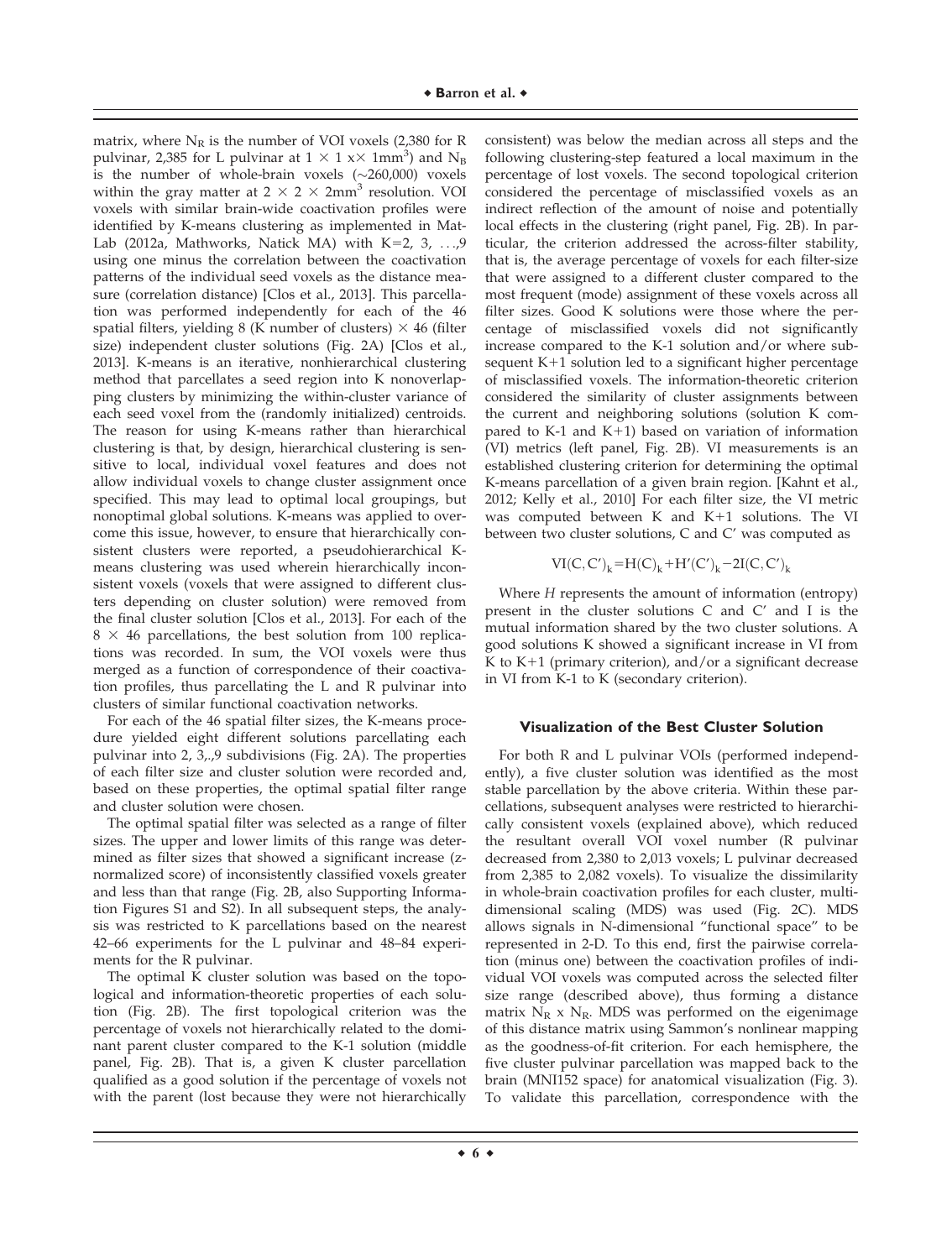matrix, where $N_R$ is the number of VOI voxels (2,380 for R pulvinar, 2,385 for L pulvinar at $1 \times 1 \times 1mm^3$) and $N_B$ is the number of whole-brain voxels (~260,000) voxels within the gray matter at $2 \times 2 \times 2mm^3$ resolution. VOI voxels with similar brain-wide coactivation profiles were identified by K-means clustering as implemented in MatLab (2012a, Mathworks, Natick MA) with K=2, 3, ...,9 using one minus the correlation between the coactivation patterns of the individual seed voxels as the distance measure (correlation distance) [Clos et al., 2013]. This parcellation was performed independently for each of the 46 spatial filters, yielding 8 (K number of clusters) × 46 (filter size) independent cluster solutions (Fig. 2A) [Clos et al., 2013]. K-means is an iterative, nonhierarchical clustering method that parcellates a seed region into K nonoverlapping clusters by minimizing the within-cluster variance of each seed voxel from the (randomly initialized) centroids. The reason for using K-means rather than hierarchical clustering is that, by design, hierarchical clustering is sensitive to local, individual voxel features and does not allow individual voxels to change cluster assignment once specified. This may lead to optimal local groupings, but nonoptimal global solutions. K-means was applied to overcome this issue, however, to ensure that hierarchically consistent clusters were reported, a pseudohierarchical K-means clustering was used wherein hierarchically inconsistent voxels (voxels that were assigned to different clusters depending on cluster solution) were removed from the final cluster solution [Clos et al., 2013]. For each of the 8 × 46 parcellations, the best solution from 100 replications was recorded. In sum, the VOI voxels were thus merged as a function of correspondence of their coactivation profiles, thus parcellating the L and R pulvinar into clusters of similar functional coactivation networks.

For each of the 46 spatial filter sizes, the K-means procedure yielded eight different solutions parcellating each pulvinar into 2, 3,.,9 subdivisions (Fig. 2A). The properties of each filter size and cluster solution were recorded and, based on these properties, the optimal spatial filter range and cluster solution were chosen.

The optimal spatial filter was selected as a range of filter sizes. The upper and lower limits of this range was determined as filter sizes that showed a significant increase (z-normalized score) of inconsistently classified voxels greater and less than that range (Fig. 2B, also Supporting Information Figures S1 and S2). In all subsequent steps, the analysis was restricted to K parcellations based on the nearest 42–66 experiments for the L pulvinar and 48–84 experiments for the R pulvinar.

The optimal K cluster solution was based on the topological and information-theoretic properties of each solution (Fig. 2B). The first topological criterion was the percentage of voxels not hierarchically related to the dominant parent cluster compared to the K-1 solution (middle panel, Fig. 2B). That is, a given K cluster parcellation qualified as a good solution if the percentage of voxels not with the parent (lost because they were not hierarchically consistent) was below the median across all steps and the following clustering-step featured a local maximum in the percentage of lost voxels. The second topological criterion considered the percentage of misclassified voxels as an indirect reflection of the amount of noise and potentially local effects in the clustering (right panel, Fig. 2B). In particular, the criterion addressed the across-filter stability, that is, the average percentage of voxels for each filter-size that were assigned to a different cluster compared to the most frequent (mode) assignment of these voxels across all filter sizes. Good K solutions were those where the percentage of misclassified voxels did not significantly increase compared to the K-1 solution and/or where subsequent K+1 solution led to a significant higher percentage of misclassified voxels. The information-theoretic criterion considered the similarity of cluster assignments between the current and neighboring solutions (solution K compared to K-1 and K+1) based on variation of information (VI) metrics (left panel, Fig. 2B). VI measurements is an established clustering criterion for determining the optimal K-means parcellation of a given brain region. [Kahnt et al., 2012; Kelly et al., 2010] For each filter size, the VI metric was computed between K and K+1 solutions. The VI between two cluster solutions, C and C′ was computed as

$$\mathrm{VI}(C, C')_k = \mathrm{H}(C)_k + \mathrm{H}'(C')_k - 2\mathrm{I}(C, C')_k$$

Where $H$ represents the amount of information (entropy) present in the cluster solutions C and C′ and I is the mutual information shared by the two cluster solutions. A good solutions K showed a significant increase in VI from K to K+1 (primary criterion), and/or a significant decrease in VI from K-1 to K (secondary criterion).

### Visualization of the Best Cluster Solution

For both R and L pulvinar VOIs (performed independently), a five cluster solution was identified as the most stable parcellation by the above criteria. Within these parcellations, subsequent analyses were restricted to hierarchically consistent voxels (explained above), which reduced the resultant overall VOI voxel number (R pulvinar decreased from 2,380 to 2,013 voxels; L pulvinar decreased from 2,385 to 2,082 voxels). To visualize the dissimilarity in whole-brain coactivation profiles for each cluster, multidimensional scaling (MDS) was used (Fig. 2C). MDS allows signals in N-dimensional "functional space" to be represented in 2-D. To this end, first the pairwise correlation (minus one) between the coactivation profiles of individual VOI voxels was computed across the selected filter size range (described above), thus forming a distance matrix $N_R$ x $N_R$. MDS was performed on the eigenimage of this distance matrix using Sammon's nonlinear mapping as the goodness-of-fit criterion. For each hemisphere, the five cluster pulvinar parcellation was mapped back to the brain (MNI152 space) for anatomical visualization (Fig. 3). To validate this parcellation, correspondence with the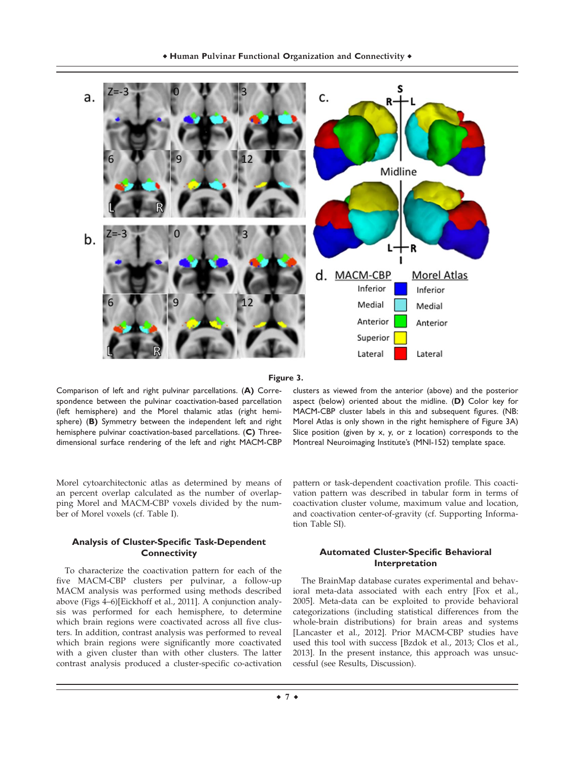**Figure 3.**

Comparison of left and right pulvinar parcellations. (**A**) Correspondence between the pulvinar coactivation-based parcellation (left hemisphere) and the Morel thalamic atlas (right hemisphere) (**B**) Symmetry between the independent left and right hemisphere pulvinar coactivation-based parcellations. (**C**) Three-dimensional surface rendering of the left and right MACM-CBP clusters as viewed from the anterior (above) and the posterior aspect (below) oriented about the midline. (**D**) Color key for MACM-CBP cluster labels in this and subsequent figures. (NB: Morel Atlas is only shown in the right hemisphere of Figure 3A) Slice position (given by x, y, or z location) corresponds to the Montreal Neuroimaging Institute's (MNI-152) template space.

Morel cytoarchitectonic atlas as determined by means of an percent overlap calculated as the number of overlapping Morel and MACM-CBP voxels divided by the number of Morel voxels (cf. Table I).

### Analysis of Cluster-Specific Task-Dependent Connectivity

To characterize the coactivation pattern for each of the five MACM-CBP clusters per pulvinar, a follow-up MACM analysis was performed using methods described above (Figs 4–6)[Eickhoff et al., 2011]. A conjunction analysis was performed for each hemisphere, to determine which brain regions were coactivated across all five clusters. In addition, contrast analysis was performed to reveal which brain regions were significantly more coactivated with a given cluster than with other clusters. The latter contrast analysis produced a cluster-specific co-activation pattern or task-dependent coactivation profile. This coactivation pattern was described in tabular form in terms of coactivation cluster volume, maximum value and location, and coactivation center-of-gravity (cf. Supporting Information Table SI).

### Automated Cluster-Specific Behavioral Interpretation

The BrainMap database curates experimental and behavioral meta-data associated with each entry [Fox et al., 2005]. Meta-data can be exploited to provide behavioral categorizations (including statistical differences from the whole-brain distributions) for brain areas and systems [Lancaster et al., 2012]. Prior MACM-CBP studies have used this tool with success [Bzdok et al., 2013; Clos et al., 2013]. In the present instance, this approach was unsuccessful (see Results, Discussion).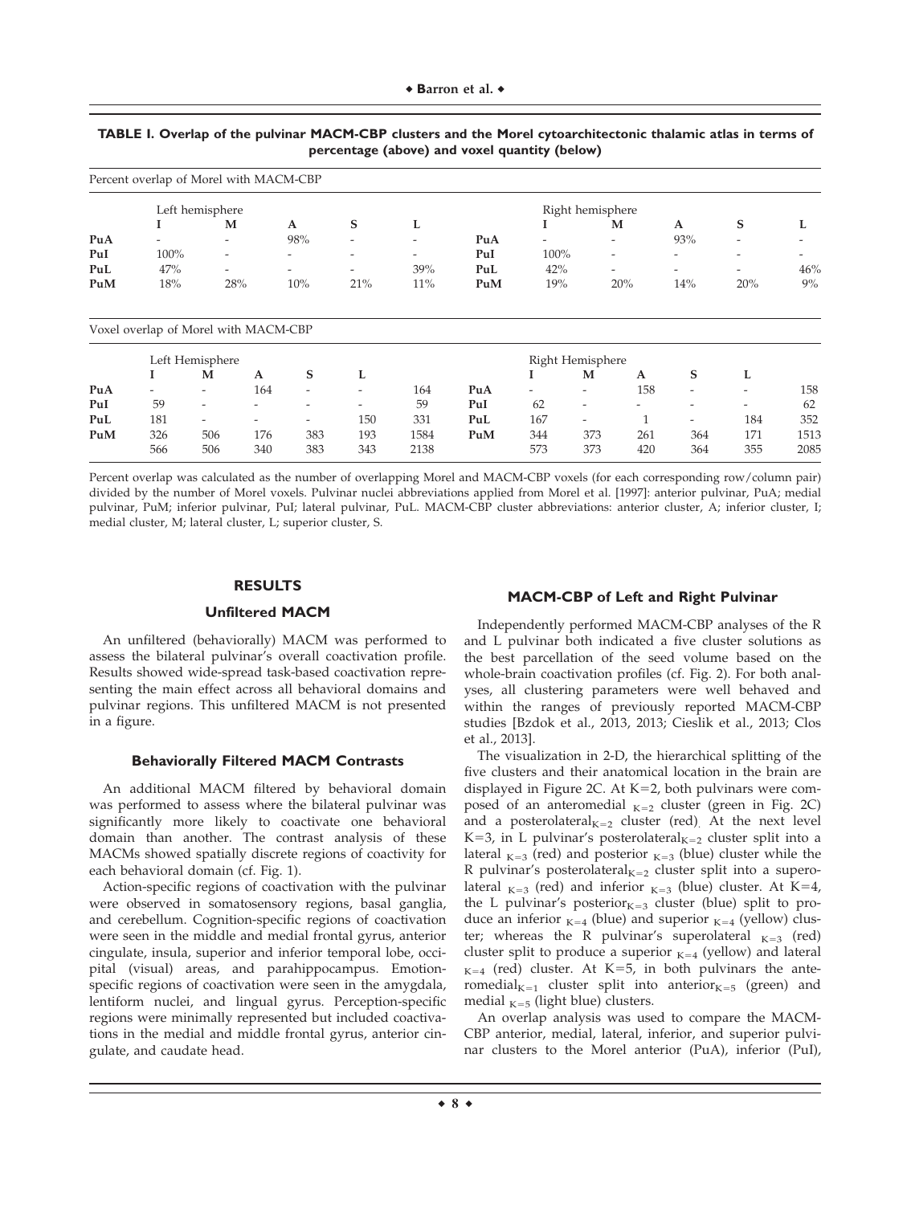**TABLE I. Overlap of the pulvinar MACM-CBP clusters and the Morel cytoarchitectonic thalamic atlas in terms of percentage (above) and voxel quantity (below)**

Percent overlap of Morel with MACM-CBP

| | Left hemisphere | | | | | | Right hemisphere | | | | |
|---|---|---|---|---|---|---|---|---|---|---|---|
| | **I** | **M** | **A** | **S** | **L** | | **I** | **M** | **A** | **S** | **L** |
| **PuA** | - | - | 98% | - | - | **PuA** | - | - | 93% | - | - |
| **PuI** | 100% | - | - | - | - | **PuI** | 100% | - | - | - | - |
| **PuL** | 47% | - | - | - | 39% | **PuL** | 42% | - | - | - | 46% |
| **PuM** | 18% | 28% | 10% | 21% | 11% | **PuM** | 19% | 20% | 14% | 20% | 9% |

Voxel overlap of Morel with MACM-CBP

| | Left Hemisphere | | | | | | | Right Hemisphere | | | | | |
|---|---|---|---|---|---|---|---|---|---|---|---|---|---|
| | **I** | **M** | **A** | **S** | **L** | | | **I** | **M** | **A** | **S** | **L** | |
| **PuA** | - | - | 164 | - | - | 164 | **PuA** | - | - | 158 | - | - | 158 |
| **PuI** | 59 | - | - | - | - | 59 | **PuI** | 62 | - | - | - | - | 62 |
| **PuL** | 181 | - | - | - | 150 | 331 | **PuL** | 167 | - | 1 | - | 184 | 352 |
| **PuM** | 326 | 506 | 176 | 383 | 193 | 1584 | **PuM** | 344 | 373 | 261 | 364 | 171 | 1513 |
| | 566 | 506 | 340 | 383 | 343 | 2138 | | 573 | 373 | 420 | 364 | 355 | 2085 |

Percent overlap was calculated as the number of overlapping Morel and MACM-CBP voxels (for each corresponding row/column pair) divided by the number of Morel voxels. Pulvinar nuclei abbreviations applied from Morel et al. [1997]: anterior pulvinar, PuA; medial pulvinar, PuM; inferior pulvinar, PuI; lateral pulvinar, PuL. MACM-CBP cluster abbreviations: anterior cluster, A; inferior cluster, I; medial cluster, M; lateral cluster, L; superior cluster, S.

## RESULTS

### Unfiltered MACM

An unfiltered (behaviorally) MACM was performed to assess the bilateral pulvinar's overall coactivation profile. Results showed wide-spread task-based coactivation representing the main effect across all behavioral domains and pulvinar regions. This unfiltered MACM is not presented in a figure.

### Behaviorally Filtered MACM Contrasts

An additional MACM filtered by behavioral domain was performed to assess where the bilateral pulvinar was significantly more likely to coactivate one behavioral domain than another. The contrast analysis of these MACMs showed spatially discrete regions of coactivity for each behavioral domain (cf. Fig. 1).

Action-specific regions of coactivation with the pulvinar were observed in somatosensory regions, basal ganglia, and cerebellum. Cognition-specific regions of coactivation were seen in the middle and medial frontal gyrus, anterior cingulate, insula, superior and inferior temporal lobe, occipital (visual) areas, and parahippocampus. Emotion-specific regions of coactivation were seen in the amygdala, lentiform nuclei, and lingual gyrus. Perception-specific regions were minimally represented but included coactivations in the medial and middle frontal gyrus, anterior cingulate, and caudate head.

### MACM-CBP of Left and Right Pulvinar

Independently performed MACM-CBP analyses of the R and L pulvinar both indicated a five cluster solutions as the best parcellation of the seed volume based on the whole-brain coactivation profiles (cf. Fig. 2). For both analyses, all clustering parameters were well behaved and within the ranges of previously reported MACM-CBP studies [Bzdok et al., 2013, 2013; Cieslik et al., 2013; Clos et al., 2013].

The visualization in 2-D, the hierarchical splitting of the five clusters and their anatomical location in the brain are displayed in Figure 2C. At K=2, both pulvinars were composed of an anteromedial $_{K=2}$ cluster (green in Fig. 2C) and a posterolateral$_{K=2}$ cluster (red). At the next level K=3, in L pulvinar's posterolateral$_{K=2}$ cluster split into a lateral $_{K=3}$ (red) and posterior $_{K=3}$ (blue) cluster while the R pulvinar's posterolateral$_{K=2}$ cluster split into a superolateral $_{K=3}$ (red) and inferior $_{K=3}$ (blue) cluster. At K=4, the L pulvinar's posterior$_{K=3}$ cluster (blue) split to produce an inferior $_{K=4}$ (blue) and superior $_{K=4}$ (yellow) cluster; whereas the R pulvinar's superolateral $_{K=3}$ (red) cluster split to produce a superior $_{K=4}$ (yellow) and lateral $_{K=4}$ (red) cluster. At K=5, in both pulvinars the anteromedial$_{K=1}$ cluster split into anterior$_{K=5}$ (green) and medial $_{K=5}$ (light blue) clusters.

An overlap analysis was used to compare the MACM-CBP anterior, medial, lateral, inferior, and superior pulvinar clusters to the Morel anterior (PuA), inferior (PuI),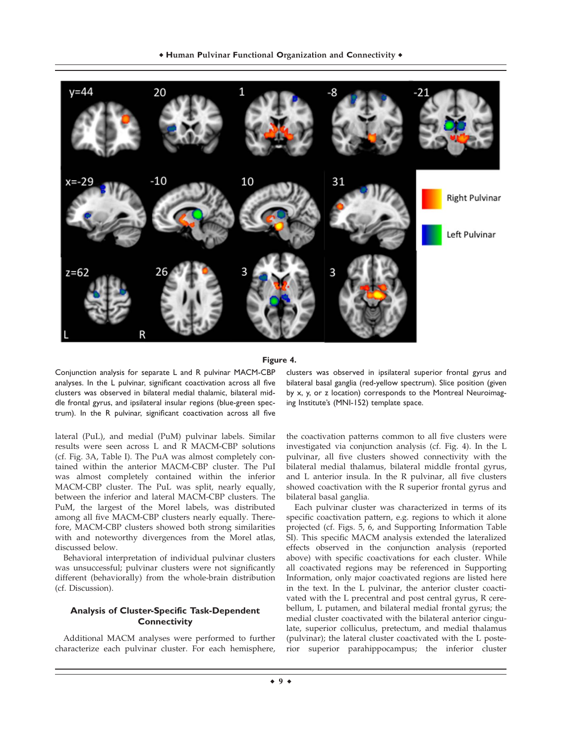**Figure 4.**

Conjunction analysis for separate L and R pulvinar MACM-CBP analyses. In the L pulvinar, significant coactivation across all five clusters was observed in bilateral medial thalamic, bilateral middle frontal gyrus, and ipsilateral insular regions (blue-green spectrum). In the R pulvinar, significant coactivation across all five clusters was observed in ipsilateral superior frontal gyrus and bilateral basal ganglia (red-yellow spectrum). Slice position (given by x, y, or z location) corresponds to the Montreal Neuroimaging Institute's (MNI-152) template space.

lateral (PuL), and medial (PuM) pulvinar labels. Similar results were seen across L and R MACM-CBP solutions (cf. Fig. 3A, Table I). The PuA was almost completely contained within the anterior MACM-CBP cluster. The PuI was almost completely contained within the inferior MACM-CBP cluster. The PuL was split, nearly equally, between the inferior and lateral MACM-CBP clusters. The PuM, the largest of the Morel labels, was distributed among all five MACM-CBP clusters nearly equally. Therefore, MACM-CBP clusters showed both strong similarities with and noteworthy divergences from the Morel atlas, discussed below.

Behavioral interpretation of individual pulvinar clusters was unsuccessful; pulvinar clusters were not significantly different (behaviorally) from the whole-brain distribution (cf. Discussion).

### Analysis of Cluster-Specific Task-Dependent Connectivity

Additional MACM analyses were performed to further characterize each pulvinar cluster. For each hemisphere, the coactivation patterns common to all five clusters were investigated via conjunction analysis (cf. Fig. 4). In the L pulvinar, all five clusters showed connectivity with the bilateral medial thalamus, bilateral middle frontal gyrus, and L anterior insula. In the R pulvinar, all five clusters showed coactivation with the R superior frontal gyrus and bilateral basal ganglia.

Each pulvinar cluster was characterized in terms of its specific coactivation pattern, e.g. regions to which it alone projected (cf. Figs. 5, 6, and Supporting Information Table SI). This specific MACM analysis extended the lateralized effects observed in the conjunction analysis (reported above) with specific coactivations for each cluster. While all coactivated regions may be referenced in Supporting Information, only major coactivated regions are listed here in the text. In the L pulvinar, the anterior cluster coactivated with the L precentral and post central gyrus, R cerebellum, L putamen, and bilateral medial frontal gyrus; the medial cluster coactivated with the bilateral anterior cingulate, superior colliculus, pretectum, and medial thalamus (pulvinar); the lateral cluster coactivated with the L posterior superior parahippocampus; the inferior cluster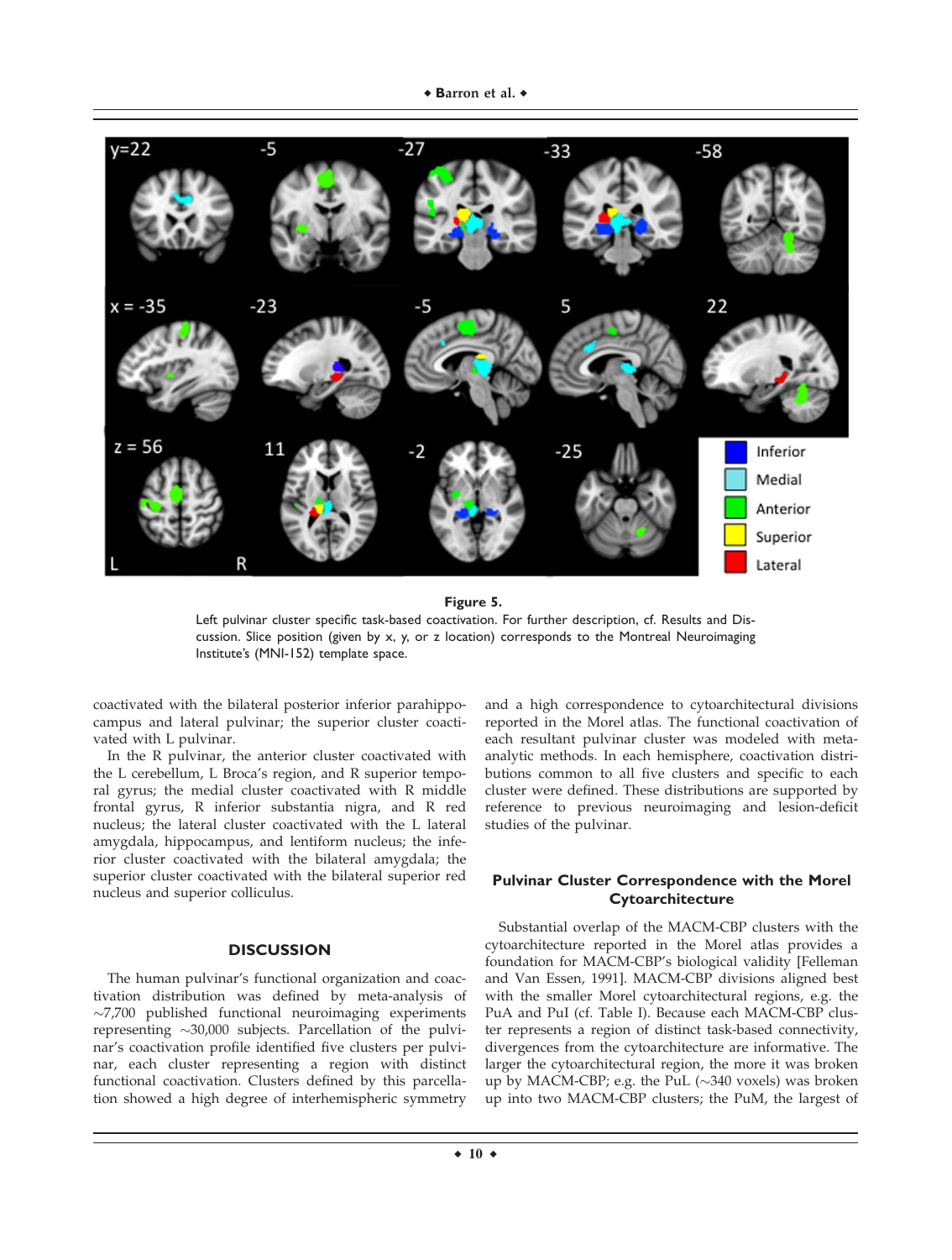**Figure 5.**

Left pulvinar cluster specific task-based coactivation. For further description, cf. Results and Discussion. Slice position (given by x, y, or z location) corresponds to the Montreal Neuroimaging Institute's (MNI-152) template space.

coactivated with the bilateral posterior inferior parahippocampus and lateral pulvinar; the superior cluster coactivated with L pulvinar.

In the R pulvinar, the anterior cluster coactivated with the L cerebellum, L Broca's region, and R superior temporal gyrus; the medial cluster coactivated with R middle frontal gyrus, R inferior substantia nigra, and R red nucleus; the lateral cluster coactivated with the L lateral amygdala, hippocampus, and lentiform nucleus; the inferior cluster coactivated with the bilateral amygdala; the superior cluster coactivated with the bilateral superior red nucleus and superior colliculus.

## DISCUSSION

The human pulvinar's functional organization and coactivation distribution was defined by meta-analysis of ~7,700 published functional neuroimaging experiments representing ~30,000 subjects. Parcellation of the pulvinar's coactivation profile identified five clusters per pulvinar, each cluster representing a region with distinct functional coactivation. Clusters defined by this parcellation showed a high degree of interhemispheric symmetry and a high correspondence to cytoarchitectural divisions reported in the Morel atlas. The functional coactivation of each resultant pulvinar cluster was modeled with meta-analytic methods. In each hemisphere, coactivation distributions common to all five clusters and specific to each cluster were defined. These distributions are supported by reference to previous neuroimaging and lesion-deficit studies of the pulvinar.

### Pulvinar Cluster Correspondence with the Morel Cytoarchitecture

Substantial overlap of the MACM-CBP clusters with the cytoarchitecture reported in the Morel atlas provides a foundation for MACM-CBP's biological validity [Felleman and Van Essen, 1991]. MACM-CBP divisions aligned best with the smaller Morel cytoarchitectural regions, e.g. the PuA and PuI (cf. Table I). Because each MACM-CBP cluster represents a region of distinct task-based connectivity, divergences from the cytoarchitecture are informative. The larger the cytoarchitectural region, the more it was broken up by MACM-CBP; e.g. the PuL (~340 voxels) was broken up into two MACM-CBP clusters; the PuM, the largest of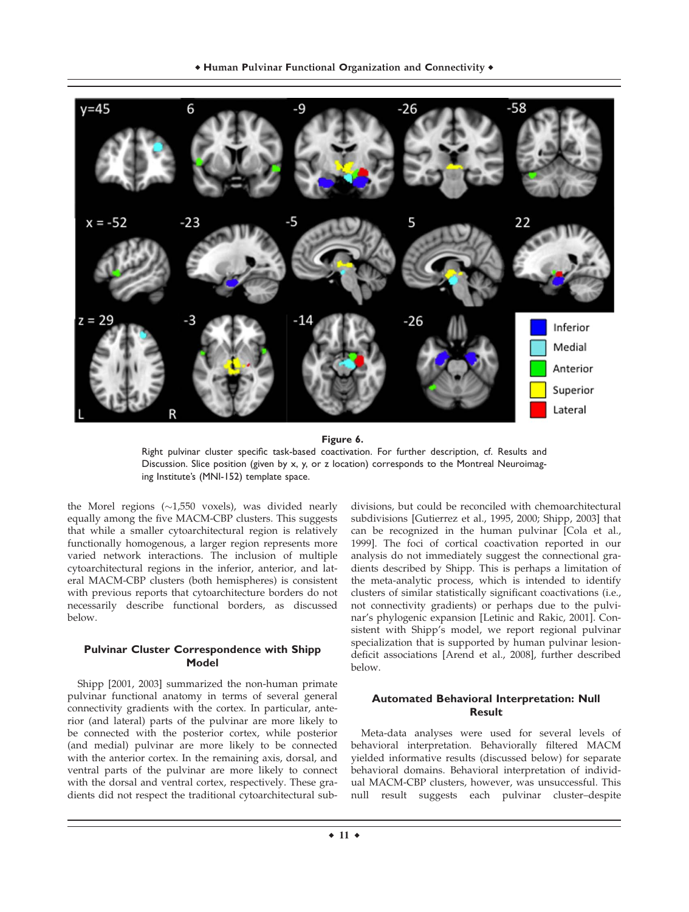**Figure 6.**

Right pulvinar cluster specific task-based coactivation. For further description, cf. Results and Discussion. Slice position (given by x, y, or z location) corresponds to the Montreal Neuroimaging Institute's (MNI-152) template space.

the Morel regions (~1,550 voxels), was divided nearly equally among the five MACM-CBP clusters. This suggests that while a smaller cytoarchitectural region is relatively functionally homogenous, a larger region represents more varied network interactions. The inclusion of multiple cytoarchitectural regions in the inferior, anterior, and lateral MACM-CBP clusters (both hemispheres) is consistent with previous reports that cytoarchitecture borders do not necessarily describe functional borders, as discussed below.

### Pulvinar Cluster Correspondence with Shipp Model

Shipp [2001, 2003] summarized the non-human primate pulvinar functional anatomy in terms of several general connectivity gradients with the cortex. In particular, anterior (and lateral) parts of the pulvinar are more likely to be connected with the posterior cortex, while posterior (and medial) pulvinar are more likely to be connected with the anterior cortex. In the remaining axis, dorsal, and ventral parts of the pulvinar are more likely to connect with the dorsal and ventral cortex, respectively. These gradients did not respect the traditional cytoarchitectural subdivisions, but could be reconciled with chemoarchitectural subdivisions [Gutierrez et al., 1995, 2000; Shipp, 2003] that can be recognized in the human pulvinar [Cola et al., 1999]. The foci of cortical coactivation reported in our analysis do not immediately suggest the connectional gradients described by Shipp. This is perhaps a limitation of the meta-analytic process, which is intended to identify clusters of similar statistically significant coactivations (i.e., not connectivity gradients) or perhaps due to the pulvinar's phylogenic expansion [Letinic and Rakic, 2001]. Consistent with Shipp's model, we report regional pulvinar specialization that is supported by human pulvinar lesion-deficit associations [Arend et al., 2008], further described below.

### Automated Behavioral Interpretation: Null Result

Meta-data analyses were used for several levels of behavioral interpretation. Behaviorally filtered MACM yielded informative results (discussed below) for separate behavioral domains. Behavioral interpretation of individual MACM-CBP clusters, however, was unsuccessful. This null result suggests each pulvinar cluster–despite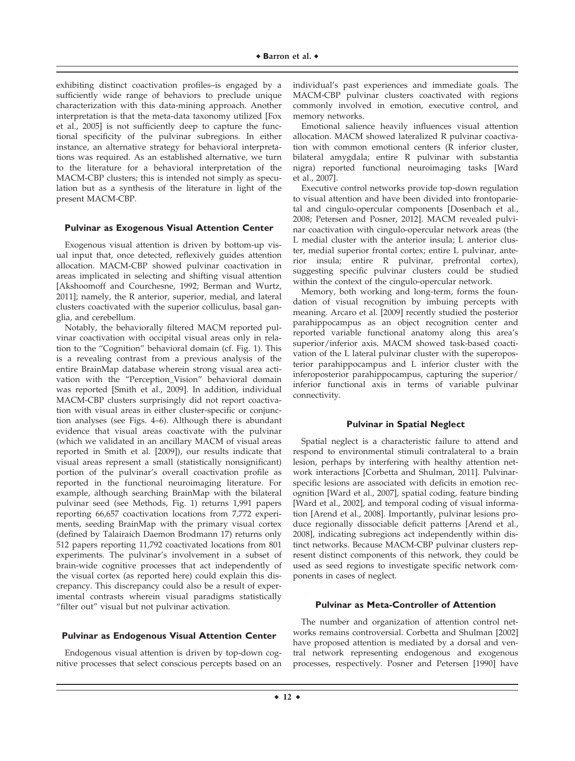exhibiting distinct coactivation profiles–is engaged by a sufficiently wide range of behaviors to preclude unique characterization with this data-mining approach. Another interpretation is that the meta-data taxonomy utilized [Fox et al., 2005] is not sufficiently deep to capture the functional specificity of the pulvinar subregions. In either instance, an alternative strategy for behavioral interpretations was required. As an established alternative, we turn to the literature for a behavioral interpretation of the MACM-CBP clusters; this is intended not simply as speculation but as a synthesis of the literature in light of the present MACM-CBP.

### Pulvinar as Exogenous Visual Attention Center

Exogenous visual attention is driven by bottom-up visual input that, once detected, reflexively guides attention allocation. MACM-CBP showed pulvinar coactivation in areas implicated in selecting and shifting visual attention [Akshoomoff and Courchesne, 1992; Berman and Wurtz, 2011]; namely, the R anterior, superior, medial, and lateral clusters coactivated with the superior colliculus, basal ganglia, and cerebellum.

Notably, the behaviorally filtered MACM reported pulvinar coactivation with occipital visual areas only in relation to the "Cognition" behavioral domain (cf. Fig. 1). This is a revealing contrast from a previous analysis of the entire BrainMap database wherein strong visual area activation with the "Perception_Vision" behavioral domain was reported [Smith et al., 2009]. In addition, individual MACM-CBP clusters surprisingly did not report coactivation with visual areas in either cluster-specific or conjunction analyses (see Figs. 4–6). Although there is abundant evidence that visual areas coactivate with the pulvinar (which we validated in an ancillary MACM of visual areas reported in Smith et al. [2009]), our results indicate that visual areas represent a small (statistically nonsignificant) portion of the pulvinar's overall coactivation profile as reported in the functional neuroimaging literature. For example, although searching BrainMap with the bilateral pulvinar seed (see Methods, Fig. 1) returns 1,991 papers reporting 66,657 coactivation locations from 7,772 experiments, seeding BrainMap with the primary visual cortex (defined by Talairaich Daemon Brodmann 17) returns only 512 papers reporting 11,792 coactivated locations from 801 experiments. The pulvinar's involvement in a subset of brain-wide cognitive processes that act independently of the visual cortex (as reported here) could explain this discrepancy. This discrepancy could also be a result of experimental contrasts wherein visual paradigms statistically "filter out" visual but not pulvinar activation.

### Pulvinar as Endogenous Visual Attention Center

Endogenous visual attention is driven by top-down cognitive processes that select conscious percepts based on an individual's past experiences and immediate goals. The MACM-CBP pulvinar clusters coactivated with regions commonly involved in emotion, executive control, and memory networks.

Emotional salience heavily influences visual attention allocation. MACM showed lateralized R pulvinar coactivation with common emotional centers (R inferior cluster, bilateral amygdala; entire R pulvinar with substantia nigra) reported functional neuroimaging tasks [Ward et al., 2007].

Executive control networks provide top-down regulation to visual attention and have been divided into frontoparietal and cingulo-opercular components [Dosenbach et al., 2008; Petersen and Posner, 2012]. MACM revealed pulvinar coactivation with cingulo-opercular network areas (the L medial cluster with the anterior insula; L anterior cluster, medial superior frontal cortex; entire L pulvinar, anterior insula; entire R pulvinar, prefrontal cortex), suggesting specific pulvinar clusters could be studied within the context of the cingulo-opercular network.

Memory, both working and long-term, forms the foundation of visual recognition by imbuing percepts with meaning. Arcaro et al. [2009] recently studied the posterior parahippocampus as an object recognition center and reported variable functional anatomy along this area's superior/inferior axis. MACM showed task-based coactivation of the L lateral pulvinar cluster with the superoposterior parahippocampus and L inferior cluster with the inferoposterior parahippocampus, capturing the superior/inferior functional axis in terms of variable pulvinar connectivity.

### Pulvinar in Spatial Neglect

Spatial neglect is a characteristic failure to attend and respond to environmental stimuli contralateral to a brain lesion, perhaps by interfering with healthy attention network interactions [Corbetta and Shulman, 2011]. Pulvinar-specific lesions are associated with deficits in emotion recognition [Ward et al., 2007], spatial coding, feature binding [Ward et al., 2002], and temporal coding of visual information [Arend et al., 2008]. Importantly, pulvinar lesions produce regionally dissociable deficit patterns [Arend et al., 2008], indicating subregions act independently within distinct networks. Because MACM-CBP pulvinar clusters represent distinct components of this network, they could be used as seed regions to investigate specific network components in cases of neglect.

### Pulvinar as Meta-Controller of Attention

The number and organization of attention control networks remains controversial. Corbetta and Shulman [2002] have proposed attention is mediated by a dorsal and ventral network representing endogenous and exogenous processes, respectively. Posner and Petersen [1990] have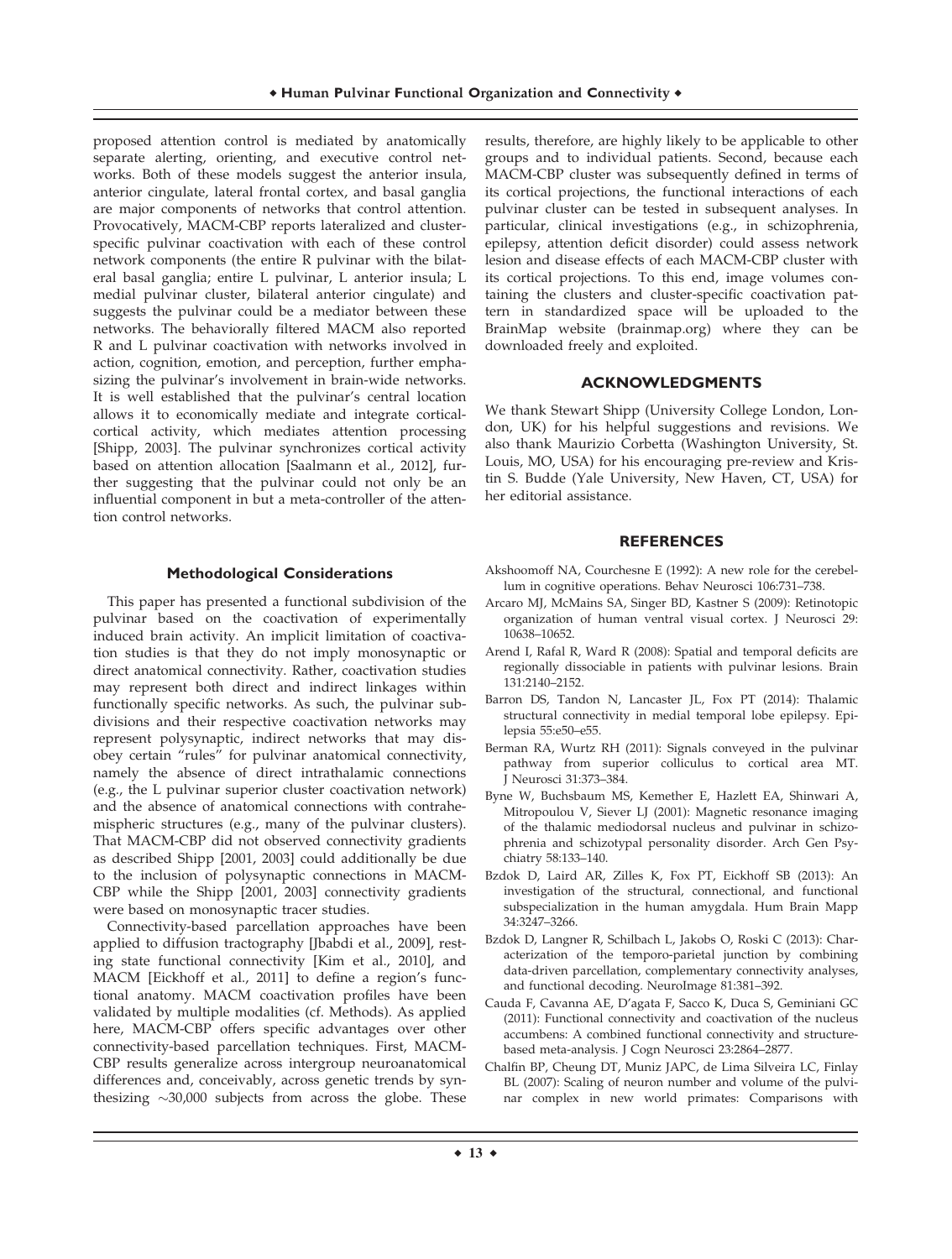proposed attention control is mediated by anatomically separate alerting, orienting, and executive control networks. Both of these models suggest the anterior insula, anterior cingulate, lateral frontal cortex, and basal ganglia are major components of networks that control attention. Provocatively, MACM-CBP reports lateralized and cluster-specific pulvinar coactivation with each of these control network components (the entire R pulvinar with the bilateral basal ganglia; entire L pulvinar, L anterior insula; L medial pulvinar cluster, bilateral anterior cingulate) and suggests the pulvinar could be a mediator between these networks. The behaviorally filtered MACM also reported R and L pulvinar coactivation with networks involved in action, cognition, emotion, and perception, further emphasizing the pulvinar's involvement in brain-wide networks. It is well established that the pulvinar's central location allows it to economically mediate and integrate cortical-cortical activity, which mediates attention processing [Shipp, 2003]. The pulvinar synchronizes cortical activity based on attention allocation [Saalmann et al., 2012], further suggesting that the pulvinar could not only be an influential component in but a meta-controller of the attention control networks.

### Methodological Considerations

This paper has presented a functional subdivision of the pulvinar based on the coactivation of experimentally induced brain activity. An implicit limitation of coactivation studies is that they do not imply monosynaptic or direct anatomical connectivity. Rather, coactivation studies may represent both direct and indirect linkages within functionally specific networks. As such, the pulvinar subdivisions and their respective coactivation networks may represent polysynaptic, indirect networks that may disobey certain "rules" for pulvinar anatomical connectivity, namely the absence of direct intrathalamic connections (e.g., the L pulvinar superior cluster coactivation network) and the absence of anatomical connections with contrahemispheric structures (e.g., many of the pulvinar clusters). That MACM-CBP did not observed connectivity gradients as described Shipp [2001, 2003] could additionally be due to the inclusion of polysynaptic connections in MACM-CBP while the Shipp [2001, 2003] connectivity gradients were based on monosynaptic tracer studies.

Connectivity-based parcellation approaches have been applied to diffusion tractography [Jbabdi et al., 2009], resting state functional connectivity [Kim et al., 2010], and MACM [Eickhoff et al., 2011] to define a region's functional anatomy. MACM coactivation profiles have been validated by multiple modalities (cf. Methods). As applied here, MACM-CBP offers specific advantages over other connectivity-based parcellation techniques. First, MACM-CBP results generalize across intergroup neuroanatomical differences and, conceivably, across genetic trends by synthesizing ∼30,000 subjects from across the globe. These results, therefore, are highly likely to be applicable to other groups and to individual patients. Second, because each MACM-CBP cluster was subsequently defined in terms of its cortical projections, the functional interactions of each pulvinar cluster can be tested in subsequent analyses. In particular, clinical investigations (e.g., in schizophrenia, epilepsy, attention deficit disorder) could assess network lesion and disease effects of each MACM-CBP cluster with its cortical projections. To this end, image volumes containing the clusters and cluster-specific coactivation pattern in standardized space will be uploaded to the BrainMap website (brainmap.org) where they can be downloaded freely and exploited.

## ACKNOWLEDGMENTS

We thank Stewart Shipp (University College London, London, UK) for his helpful suggestions and revisions. We also thank Maurizio Corbetta (Washington University, St. Louis, MO, USA) for his encouraging pre-review and Kristin S. Budde (Yale University, New Haven, CT, USA) for her editorial assistance.

## REFERENCES

Akshoomoff NA, Courchesne E (1992): A new role for the cerebellum in cognitive operations. Behav Neurosci 106:731–738.

Arcaro MJ, McMains SA, Singer BD, Kastner S (2009): Retinotopic organization of human ventral visual cortex. J Neurosci 29: 10638–10652.

Arend I, Rafal R, Ward R (2008): Spatial and temporal deficits are regionally dissociable in patients with pulvinar lesions. Brain 131:2140–2152.

Barron DS, Tandon N, Lancaster JL, Fox PT (2014): Thalamic structural connectivity in medial temporal lobe epilepsy. Epilepsia 55:e50–e55.

Berman RA, Wurtz RH (2011): Signals conveyed in the pulvinar pathway from superior colliculus to cortical area MT. J Neurosci 31:373–384.

Byne W, Buchsbaum MS, Kemether E, Hazlett EA, Shinwari A, Mitropoulou V, Siever LJ (2001): Magnetic resonance imaging of the thalamic mediodorsal nucleus and pulvinar in schizophrenia and schizotypal personality disorder. Arch Gen Psychiatry 58:133–140.

Bzdok D, Laird AR, Zilles K, Fox PT, Eickhoff SB (2013): An investigation of the structural, connectional, and functional subspecialization in the human amygdala. Hum Brain Mapp 34:3247–3266.

Bzdok D, Langner R, Schilbach L, Jakobs O, Roski C (2013): Characterization of the temporo-parietal junction by combining data-driven parcellation, complementary connectivity analyses, and functional decoding. NeuroImage 81:381–392.

Cauda F, Cavanna AE, D'agata F, Sacco K, Duca S, Geminiani GC (2011): Functional connectivity and coactivation of the nucleus accumbens: A combined functional connectivity and structure-based meta-analysis. J Cogn Neurosci 23:2864–2877.

Chalfin BP, Cheung DT, Muniz JAPC, de Lima Silveira LC, Finlay BL (2007): Scaling of neuron number and volume of the pulvinar complex in new world primates: Comparisons with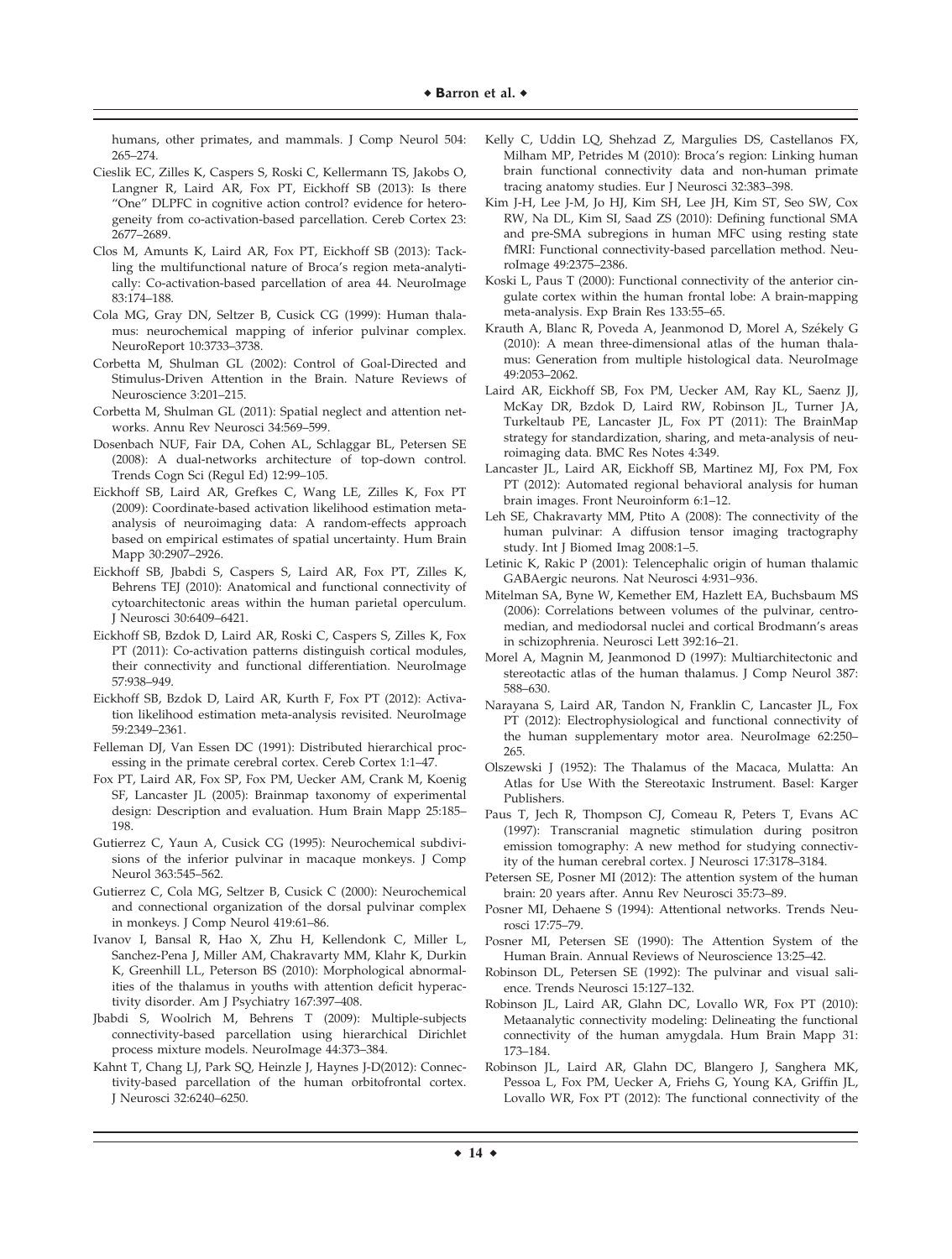humans, other primates, and mammals. J Comp Neurol 504: 265–274.

Cieslik EC, Zilles K, Caspers S, Roski C, Kellermann TS, Jakobs O, Langner R, Laird AR, Fox PT, Eickhoff SB (2013): Is there "One" DLPFC in cognitive action control? evidence for heterogeneity from co-activation-based parcellation. Cereb Cortex 23: 2677–2689.

Clos M, Amunts K, Laird AR, Fox PT, Eickhoff SB (2013): Tackling the multifunctional nature of Broca's region meta-analytically: Co-activation-based parcellation of area 44. NeuroImage 83:174–188.

Cola MG, Gray DN, Seltzer B, Cusick CG (1999): Human thalamus: neurochemical mapping of inferior pulvinar complex. NeuroReport 10:3733–3738.

Corbetta M, Shulman GL (2002): Control of Goal-Directed and Stimulus-Driven Attention in the Brain. Nature Reviews of Neuroscience 3:201–215.

Corbetta M, Shulman GL (2011): Spatial neglect and attention networks. Annu Rev Neurosci 34:569–599.

Dosenbach NUF, Fair DA, Cohen AL, Schlaggar BL, Petersen SE (2008): A dual-networks architecture of top-down control. Trends Cogn Sci (Regul Ed) 12:99–105.

Eickhoff SB, Laird AR, Grefkes C, Wang LE, Zilles K, Fox PT (2009): Coordinate-based activation likelihood estimation meta-analysis of neuroimaging data: A random-effects approach based on empirical estimates of spatial uncertainty. Hum Brain Mapp 30:2907–2926.

Eickhoff SB, Jbabdi S, Caspers S, Laird AR, Fox PT, Zilles K, Behrens TEJ (2010): Anatomical and functional connectivity of cytoarchitectonic areas within the human parietal operculum. J Neurosci 30:6409–6421.

Eickhoff SB, Bzdok D, Laird AR, Roski C, Caspers S, Zilles K, Fox PT (2011): Co-activation patterns distinguish cortical modules, their connectivity and functional differentiation. NeuroImage 57:938–949.

Eickhoff SB, Bzdok D, Laird AR, Kurth F, Fox PT (2012): Activation likelihood estimation meta-analysis revisited. NeuroImage 59:2349–2361.

Felleman DJ, Van Essen DC (1991): Distributed hierarchical processing in the primate cerebral cortex. Cereb Cortex 1:1–47.

Fox PT, Laird AR, Fox SP, Fox PM, Uecker AM, Crank M, Koenig SF, Lancaster JL (2005): Brainmap taxonomy of experimental design: Description and evaluation. Hum Brain Mapp 25:185–198.

Gutierrez C, Yaun A, Cusick CG (1995): Neurochemical subdivisions of the inferior pulvinar in macaque monkeys. J Comp Neurol 363:545–562.

Gutierrez C, Cola MG, Seltzer B, Cusick C (2000): Neurochemical and connectional organization of the dorsal pulvinar complex in monkeys. J Comp Neurol 419:61–86.

Ivanov I, Bansal R, Hao X, Zhu H, Kellendonk C, Miller L, Sanchez-Pena J, Miller AM, Chakravarty MM, Klahr K, Durkin K, Greenhill LL, Peterson BS (2010): Morphological abnormalities of the thalamus in youths with attention deficit hyperactivity disorder. Am J Psychiatry 167:397–408.

Jbabdi S, Woolrich M, Behrens T (2009): Multiple-subjects connectivity-based parcellation using hierarchical Dirichlet process mixture models. NeuroImage 44:373–384.

Kahnt T, Chang LJ, Park SQ, Heinzle J, Haynes J-D(2012): Connectivity-based parcellation of the human orbitofrontal cortex. J Neurosci 32:6240–6250.

Kelly C, Uddin LQ, Shehzad Z, Margulies DS, Castellanos FX, Milham MP, Petrides M (2010): Broca's region: Linking human brain functional connectivity data and non-human primate tracing anatomy studies. Eur J Neurosci 32:383–398.

Kim J-H, Lee J-M, Jo HJ, Kim SH, Lee JH, Kim ST, Seo SW, Cox RW, Na DL, Kim SI, Saad ZS (2010): Defining functional SMA and pre-SMA subregions in human MFC using resting state fMRI: Functional connectivity-based parcellation method. NeuroImage 49:2375–2386.

Koski L, Paus T (2000): Functional connectivity of the anterior cingulate cortex within the human frontal lobe: A brain-mapping meta-analysis. Exp Brain Res 133:55–65.

Krauth A, Blanc R, Poveda A, Jeanmonod D, Morel A, Székely G (2010): A mean three-dimensional atlas of the human thalamus: Generation from multiple histological data. NeuroImage 49:2053–2062.

Laird AR, Eickhoff SB, Fox PM, Uecker AM, Ray KL, Saenz JJ, McKay DR, Bzdok D, Laird RW, Robinson JL, Turner JA, Turkeltaub PE, Lancaster JL, Fox PT (2011): The BrainMap strategy for standardization, sharing, and meta-analysis of neuroimaging data. BMC Res Notes 4:349.

Lancaster JL, Laird AR, Eickhoff SB, Martinez MJ, Fox PM, Fox PT (2012): Automated regional behavioral analysis for human brain images. Front Neuroinform 6:1–12.

Leh SE, Chakravarty MM, Ptito A (2008): The connectivity of the human pulvinar: A diffusion tensor imaging tractography study. Int J Biomed Imag 2008:1–5.

Letinic K, Rakic P (2001): Telencephalic origin of human thalamic GABAergic neurons. Nat Neurosci 4:931–936.

Mitelman SA, Byne W, Kemether EM, Hazlett EA, Buchsbaum MS (2006): Correlations between volumes of the pulvinar, centromedian, and mediodorsal nuclei and cortical Brodmann's areas in schizophrenia. Neurosci Lett 392:16–21.

Morel A, Magnin M, Jeanmonod D (1997): Multiarchitectonic and stereotactic atlas of the human thalamus. J Comp Neurol 387: 588–630.

Narayana S, Laird AR, Tandon N, Franklin C, Lancaster JL, Fox PT (2012): Electrophysiological and functional connectivity of the human supplementary motor area. NeuroImage 62:250–265.

Olszewski J (1952): The Thalamus of the Macaca, Mulatta: An Atlas for Use With the Stereotaxic Instrument. Basel: Karger Publishers.

Paus T, Jech R, Thompson CJ, Comeau R, Peters T, Evans AC (1997): Transcranial magnetic stimulation during positron emission tomography: A new method for studying connectivity of the human cerebral cortex. J Neurosci 17:3178–3184.

Petersen SE, Posner MI (2012): The attention system of the human brain: 20 years after. Annu Rev Neurosci 35:73–89.

Posner MI, Dehaene S (1994): Attentional networks. Trends Neurosci 17:75–79.

Posner MI, Petersen SE (1990): The Attention System of the Human Brain. Annual Reviews of Neuroscience 13:25–42.

Robinson DL, Petersen SE (1992): The pulvinar and visual salience. Trends Neurosci 15:127–132.

Robinson JL, Laird AR, Glahn DC, Lovallo WR, Fox PT (2010): Metaanalytic connectivity modeling: Delineating the functional connectivity of the human amygdala. Hum Brain Mapp 31: 173–184.

Robinson JL, Laird AR, Glahn DC, Blangero J, Sanghera MK, Pessoa L, Fox PM, Uecker A, Friehs G, Young KA, Griffin JL, Lovallo WR, Fox PT (2012): The functional connectivity of the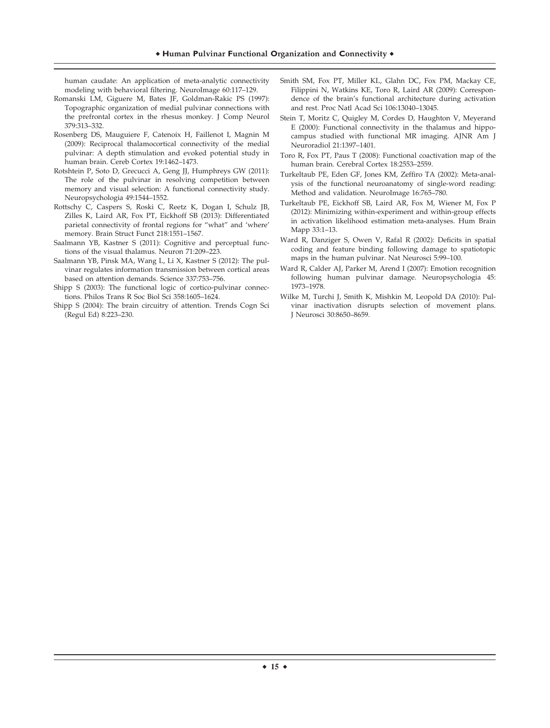human caudate: An application of meta-analytic connectivity modeling with behavioral filtering. NeuroImage 60:117–129.

Romanski LM, Giguere M, Bates JF, Goldman-Rakic PS (1997): Topographic organization of medial pulvinar connections with the prefrontal cortex in the rhesus monkey. J Comp Neurol 379:313–332.

Rosenberg DS, Mauguiere F, Catenoix H, Faillenot I, Magnin M (2009): Reciprocal thalamocortical connectivity of the medial pulvinar: A depth stimulation and evoked potential study in human brain. Cereb Cortex 19:1462–1473.

Rotshtein P, Soto D, Grecucci A, Geng JJ, Humphreys GW (2011): The role of the pulvinar in resolving competition between memory and visual selection: A functional connectivity study. Neuropsychologia 49:1544–1552.

Rottschy C, Caspers S, Roski C, Reetz K, Dogan I, Schulz JB, Zilles K, Laird AR, Fox PT, Eickhoff SB (2013): Differentiated parietal connectivity of frontal regions for "what" and 'where' memory. Brain Struct Funct 218:1551–1567.

Saalmann YB, Kastner S (2011): Cognitive and perceptual functions of the visual thalamus. Neuron 71:209–223.

Saalmann YB, Pinsk MA, Wang L, Li X, Kastner S (2012): The pulvinar regulates information transmission between cortical areas based on attention demands. Science 337:753–756.

Shipp S (2003): The functional logic of cortico-pulvinar connections. Philos Trans R Soc Biol Sci 358:1605–1624.

Shipp S (2004): The brain circuitry of attention. Trends Cogn Sci (Regul Ed) 8:223–230.

Smith SM, Fox PT, Miller KL, Glahn DC, Fox PM, Mackay CE, Filippini N, Watkins KE, Toro R, Laird AR (2009): Correspondence of the brain's functional architecture during activation and rest. Proc Natl Acad Sci 106:13040–13045.

Stein T, Moritz C, Quigley M, Cordes D, Haughton V, Meyerand E (2000): Functional connectivity in the thalamus and hippocampus studied with functional MR imaging. AJNR Am J Neuroradiol 21:1397–1401.

Toro R, Fox PT, Paus T (2008): Functional coactivation map of the human brain. Cerebral Cortex 18:2553–2559.

Turkeltaub PE, Eden GF, Jones KM, Zeffiro TA (2002): Meta-analysis of the functional neuroanatomy of single-word reading: Method and validation. NeuroImage 16:765–780.

Turkeltaub PE, Eickhoff SB, Laird AR, Fox M, Wiener M, Fox P (2012): Minimizing within-experiment and within-group effects in activation likelihood estimation meta-analyses. Hum Brain Mapp 33:1–13.

Ward R, Danziger S, Owen V, Rafal R (2002): Deficits in spatial coding and feature binding following damage to spatiotopic maps in the human pulvinar. Nat Neurosci 5:99–100.

Ward R, Calder AJ, Parker M, Arend I (2007): Emotion recognition following human pulvinar damage. Neuropsychologia 45: 1973–1978.

Wilke M, Turchi J, Smith K, Mishkin M, Leopold DA (2010): Pulvinar inactivation disrupts selection of movement plans. J Neurosci 30:8650–8659.